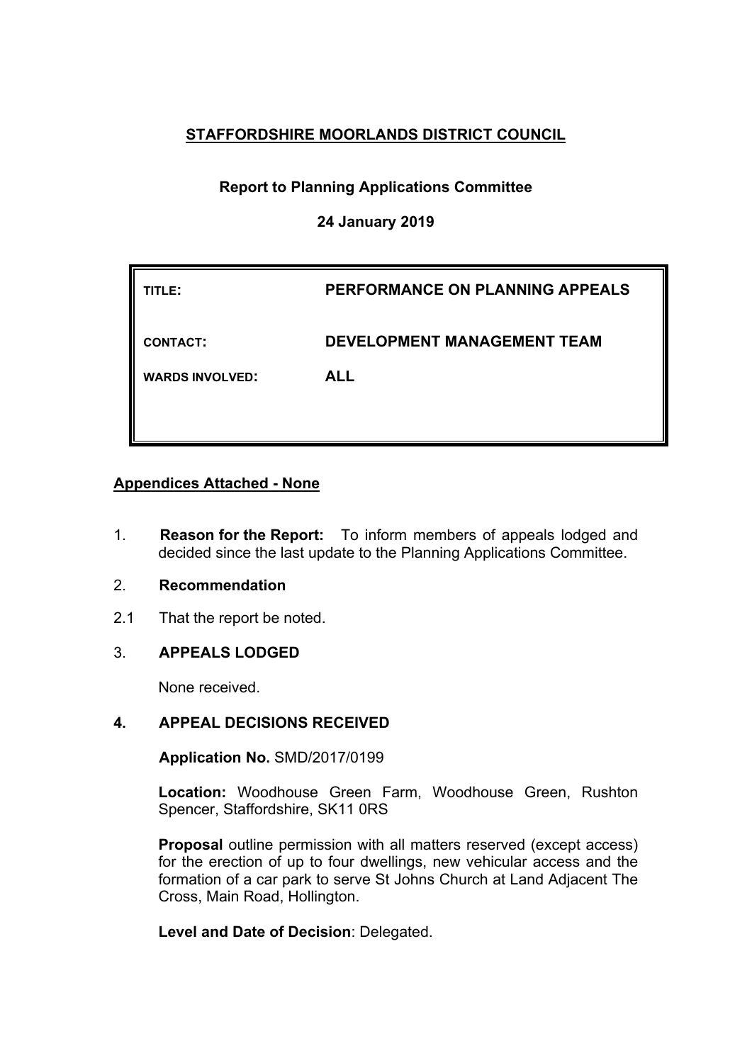# STAFFORDSHIRE MOORLANDS DISTRICT COUNCIL

**Report to Planning Applications Committee**

**24 January 2019**

| | |
|---|---|
| **TITLE:** | **PERFORMANCE ON PLANNING APPEALS** |
| **CONTACT:** | **DEVELOPMENT MANAGEMENT TEAM** |
| **WARDS INVOLVED:** | **ALL** |

**Appendices Attached - None**

1. **Reason for the Report:** To inform members of appeals lodged and decided since the last update to the Planning Applications Committee.

2. **Recommendation**

2.1 That the report be noted.

3. **APPEALS LODGED**

None received.

4. **APPEAL DECISIONS RECEIVED**

**Application No.** SMD/2017/0199

**Location:** Woodhouse Green Farm, Woodhouse Green, Rushton Spencer, Staffordshire, SK11 0RS

**Proposal** outline permission with all matters reserved (except access) for the erection of up to four dwellings, new vehicular access and the formation of a car park to serve St Johns Church at Land Adjacent The Cross, Main Road, Hollington.

**Level and Date of Decision**: Delegated.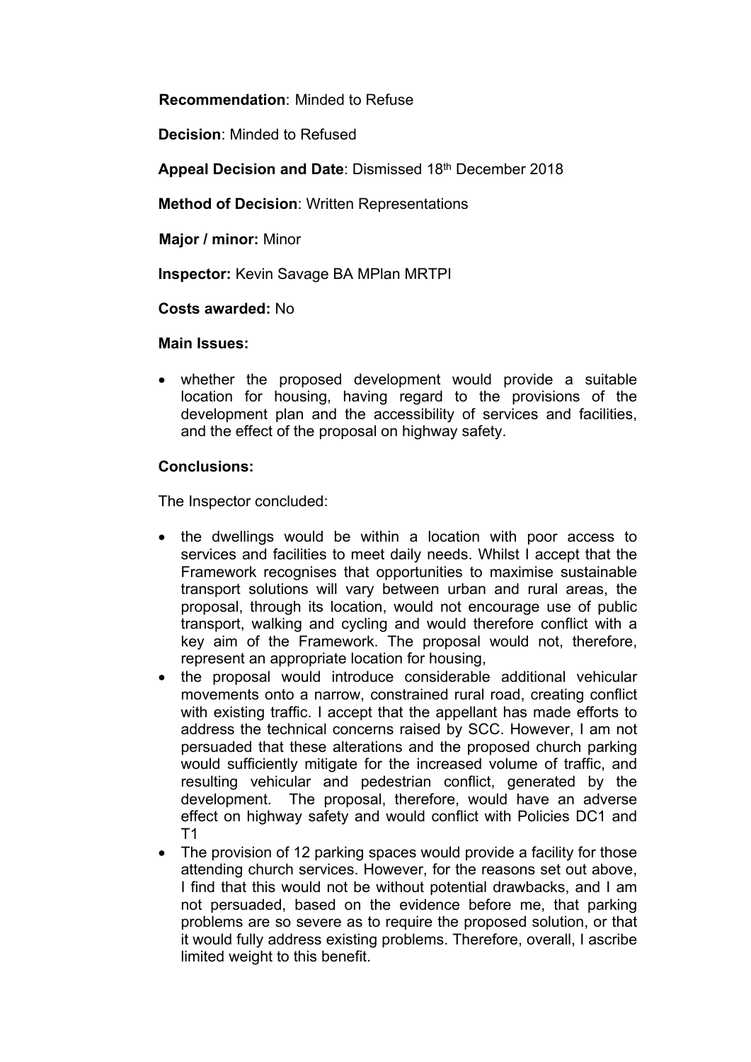**Recommendation**: Minded to Refuse

**Decision**: Minded to Refused

**Appeal Decision and Date**: Dismissed 18th December 2018

**Method of Decision**: Written Representations

**Major / minor:** Minor

**Inspector:** Kevin Savage BA MPlan MRTPI

**Costs awarded:** No

**Main Issues:**

- whether the proposed development would provide a suitable location for housing, having regard to the provisions of the development plan and the accessibility of services and facilities, and the effect of the proposal on highway safety.

**Conclusions:**

The Inspector concluded:

- the dwellings would be within a location with poor access to services and facilities to meet daily needs. Whilst I accept that the Framework recognises that opportunities to maximise sustainable transport solutions will vary between urban and rural areas, the proposal, through its location, would not encourage use of public transport, walking and cycling and would therefore conflict with a key aim of the Framework. The proposal would not, therefore, represent an appropriate location for housing,
- the proposal would introduce considerable additional vehicular movements onto a narrow, constrained rural road, creating conflict with existing traffic. I accept that the appellant has made efforts to address the technical concerns raised by SCC. However, I am not persuaded that these alterations and the proposed church parking would sufficiently mitigate for the increased volume of traffic, and resulting vehicular and pedestrian conflict, generated by the development. The proposal, therefore, would have an adverse effect on highway safety and would conflict with Policies DC1 and T1
- The provision of 12 parking spaces would provide a facility for those attending church services. However, for the reasons set out above, I find that this would not be without potential drawbacks, and I am not persuaded, based on the evidence before me, that parking problems are so severe as to require the proposed solution, or that it would fully address existing problems. Therefore, overall, I ascribe limited weight to this benefit.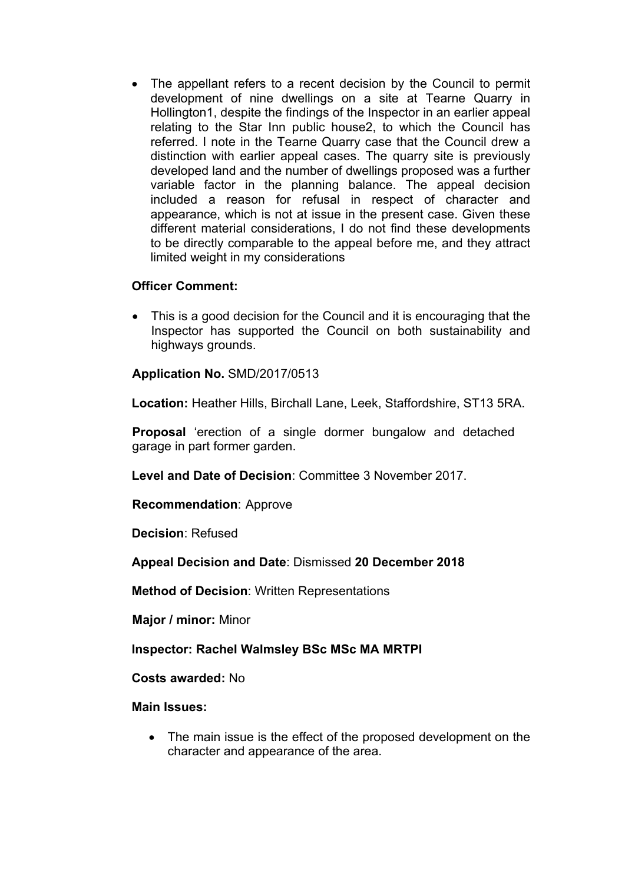- The appellant refers to a recent decision by the Council to permit development of nine dwellings on a site at Tearne Quarry in Hollington[1], despite the findings of the Inspector in an earlier appeal relating to the Star Inn public house[2], to which the Council has referred. I note in the Tearne Quarry case that the Council drew a distinction with earlier appeal cases. The quarry site is previously developed land and the number of dwellings proposed was a further variable factor in the planning balance. The appeal decision included a reason for refusal in respect of character and appearance, which is not at issue in the present case. Given these different material considerations, I do not find these developments to be directly comparable to the appeal before me, and they attract limited weight in my considerations

**Officer Comment:**

- This is a good decision for the Council and it is encouraging that the Inspector has supported the Council on both sustainability and highways grounds.

**Application No.** SMD/2017/0513

**Location:** Heather Hills, Birchall Lane, Leek, Staffordshire, ST13 5RA.

**Proposal** 'erection of a single dormer bungalow and detached garage in part former garden.

**Level and Date of Decision**: Committee 3 November 2017.

**Recommendation**: Approve

**Decision**: Refused

**Appeal Decision and Date**: Dismissed **20 December 2018**

**Method of Decision**: Written Representations

**Major / minor:** Minor

**Inspector: Rachel Walmsley BSc MSc MA MRTPI**

**Costs awarded:** No

**Main Issues:**

- The main issue is the effect of the proposed development on the character and appearance of the area.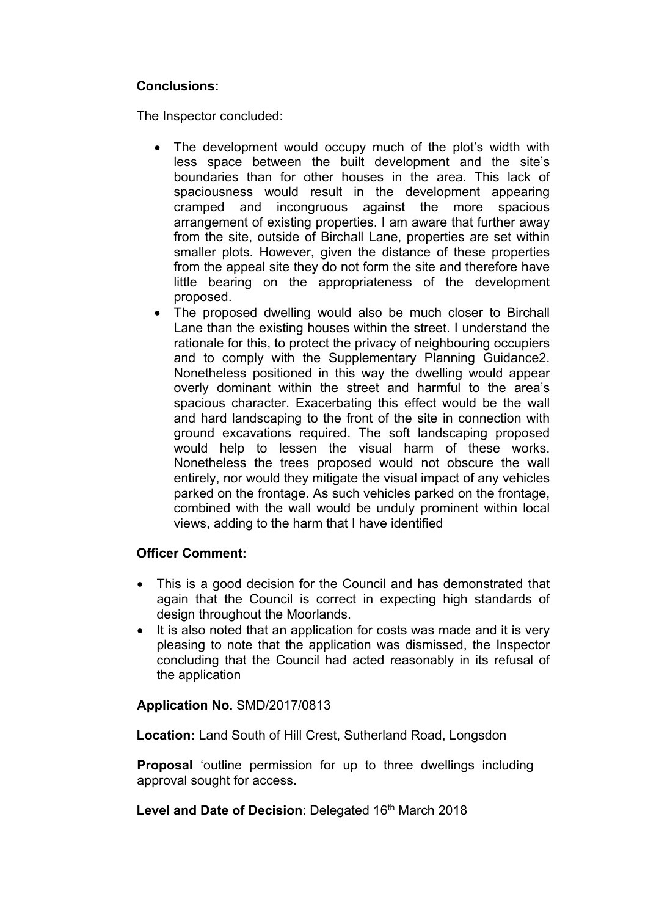**Conclusions:**

The Inspector concluded:

- The development would occupy much of the plot's width with less space between the built development and the site's boundaries than for other houses in the area. This lack of spaciousness would result in the development appearing cramped and incongruous against the more spacious arrangement of existing properties. I am aware that further away from the site, outside of Birchall Lane, properties are set within smaller plots. However, given the distance of these properties from the appeal site they do not form the site and therefore have little bearing on the appropriateness of the development proposed.
- The proposed dwelling would also be much closer to Birchall Lane than the existing houses within the street. I understand the rationale for this, to protect the privacy of neighbouring occupiers and to comply with the Supplementary Planning Guidance2. Nonetheless positioned in this way the dwelling would appear overly dominant within the street and harmful to the area's spacious character. Exacerbating this effect would be the wall and hard landscaping to the front of the site in connection with ground excavations required. The soft landscaping proposed would help to lessen the visual harm of these works. Nonetheless the trees proposed would not obscure the wall entirely, nor would they mitigate the visual impact of any vehicles parked on the frontage. As such vehicles parked on the frontage, combined with the wall would be unduly prominent within local views, adding to the harm that I have identified

**Officer Comment:**

- This is a good decision for the Council and has demonstrated that again that the Council is correct in expecting high standards of design throughout the Moorlands.
- It is also noted that an application for costs was made and it is very pleasing to note that the application was dismissed, the Inspector concluding that the Council had acted reasonably in its refusal of the application

**Application No.** SMD/2017/0813

**Location:** Land South of Hill Crest, Sutherland Road, Longsdon

**Proposal** 'outline permission for up to three dwellings including approval sought for access.

**Level and Date of Decision**: Delegated 16th March 2018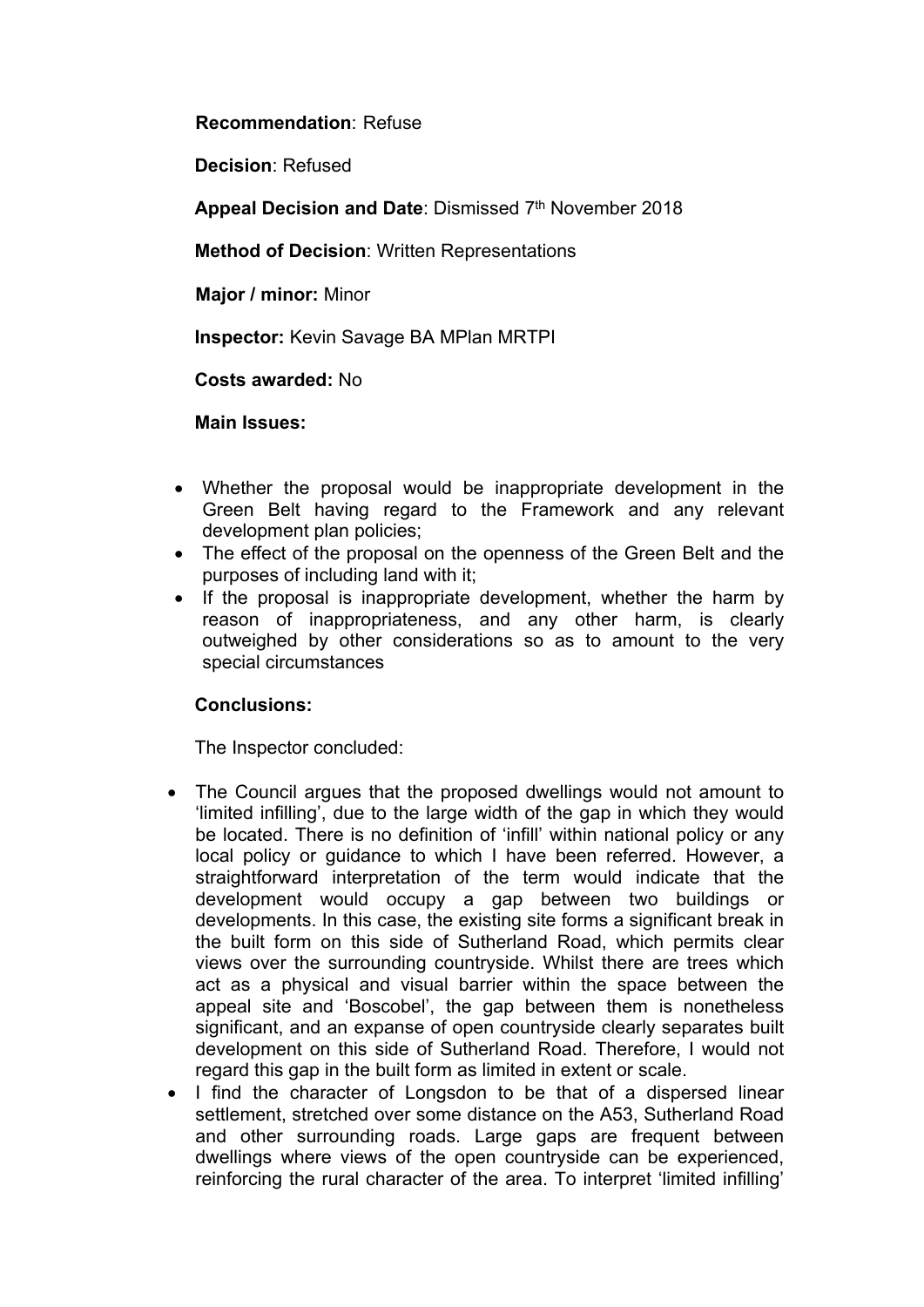**Recommendation**: Refuse

**Decision**: Refused

**Appeal Decision and Date**: Dismissed 7th November 2018

**Method of Decision**: Written Representations

**Major / minor:** Minor

**Inspector:** Kevin Savage BA MPlan MRTPI

**Costs awarded:** No

**Main Issues:**

- Whether the proposal would be inappropriate development in the Green Belt having regard to the Framework and any relevant development plan policies;
- The effect of the proposal on the openness of the Green Belt and the purposes of including land with it;
- If the proposal is inappropriate development, whether the harm by reason of inappropriateness, and any other harm, is clearly outweighed by other considerations so as to amount to the very special circumstances

**Conclusions:**

The Inspector concluded:

- The Council argues that the proposed dwellings would not amount to 'limited infilling', due to the large width of the gap in which they would be located. There is no definition of 'infill' within national policy or any local policy or guidance to which I have been referred. However, a straightforward interpretation of the term would indicate that the development would occupy a gap between two buildings or developments. In this case, the existing site forms a significant break in the built form on this side of Sutherland Road, which permits clear views over the surrounding countryside. Whilst there are trees which act as a physical and visual barrier within the space between the appeal site and 'Boscobel', the gap between them is nonetheless significant, and an expanse of open countryside clearly separates built development on this side of Sutherland Road. Therefore, I would not regard this gap in the built form as limited in extent or scale.
- I find the character of Longsdon to be that of a dispersed linear settlement, stretched over some distance on the A53, Sutherland Road and other surrounding roads. Large gaps are frequent between dwellings where views of the open countryside can be experienced, reinforcing the rural character of the area. To interpret 'limited infilling'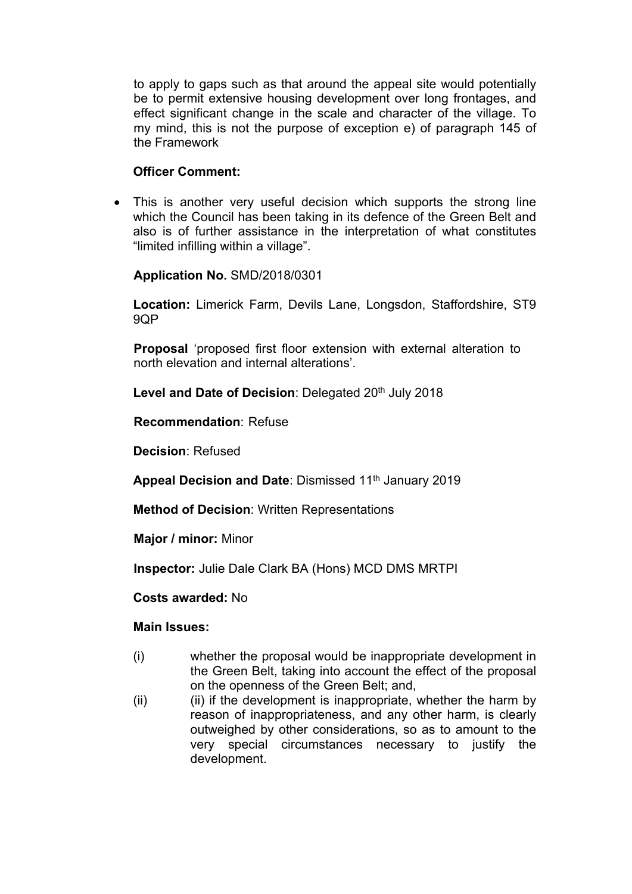to apply to gaps such as that around the appeal site would potentially be to permit extensive housing development over long frontages, and effect significant change in the scale and character of the village. To my mind, this is not the purpose of exception e) of paragraph 145 of the Framework

**Officer Comment:**

- This is another very useful decision which supports the strong line which the Council has been taking in its defence of the Green Belt and also is of further assistance in the interpretation of what constitutes "limited infilling within a village".

**Application No.** SMD/2018/0301

**Location:** Limerick Farm, Devils Lane, Longsdon, Staffordshire, ST9 9QP

**Proposal** 'proposed first floor extension with external alteration to north elevation and internal alterations'.

**Level and Date of Decision**: Delegated 20th July 2018

**Recommendation**: Refuse

**Decision**: Refused

**Appeal Decision and Date**: Dismissed 11th January 2019

**Method of Decision**: Written Representations

**Major / minor:** Minor

**Inspector:** Julie Dale Clark BA (Hons) MCD DMS MRTPI

**Costs awarded:** No

**Main Issues:**

(i) whether the proposal would be inappropriate development in the Green Belt, taking into account the effect of the proposal on the openness of the Green Belt; and,

(ii) (ii) if the development is inappropriate, whether the harm by reason of inappropriateness, and any other harm, is clearly outweighed by other considerations, so as to amount to the very special circumstances necessary to justify the development.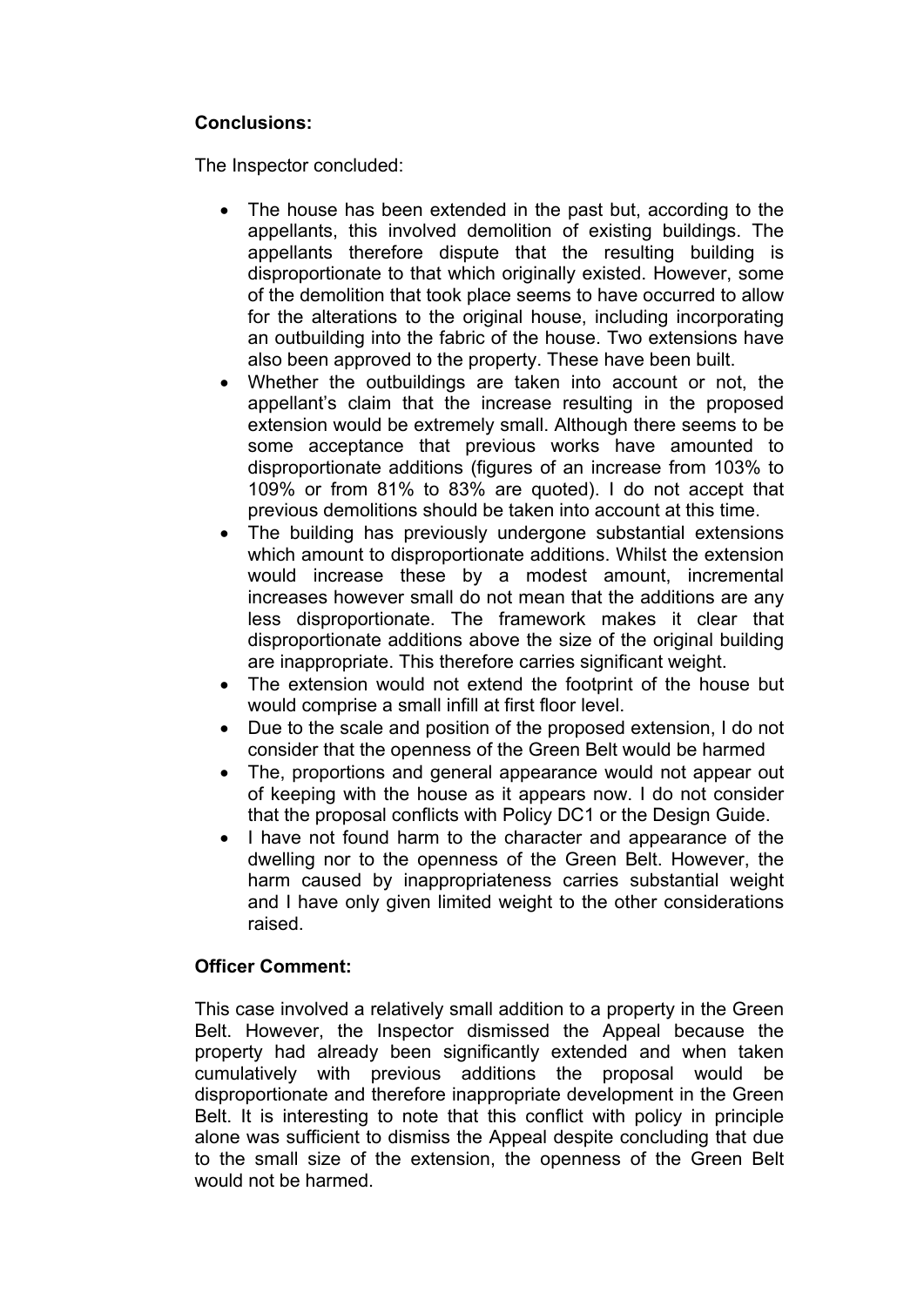**Conclusions:**

The Inspector concluded:

- The house has been extended in the past but, according to the appellants, this involved demolition of existing buildings. The appellants therefore dispute that the resulting building is disproportionate to that which originally existed. However, some of the demolition that took place seems to have occurred to allow for the alterations to the original house, including incorporating an outbuilding into the fabric of the house. Two extensions have also been approved to the property. These have been built.
- Whether the outbuildings are taken into account or not, the appellant's claim that the increase resulting in the proposed extension would be extremely small. Although there seems to be some acceptance that previous works have amounted to disproportionate additions (figures of an increase from 103% to 109% or from 81% to 83% are quoted). I do not accept that previous demolitions should be taken into account at this time.
- The building has previously undergone substantial extensions which amount to disproportionate additions. Whilst the extension would increase these by a modest amount, incremental increases however small do not mean that the additions are any less disproportionate. The framework makes it clear that disproportionate additions above the size of the original building are inappropriate. This therefore carries significant weight.
- The extension would not extend the footprint of the house but would comprise a small infill at first floor level.
- Due to the scale and position of the proposed extension, I do not consider that the openness of the Green Belt would be harmed
- The, proportions and general appearance would not appear out of keeping with the house as it appears now. I do not consider that the proposal conflicts with Policy DC1 or the Design Guide.
- I have not found harm to the character and appearance of the dwelling nor to the openness of the Green Belt. However, the harm caused by inappropriateness carries substantial weight and I have only given limited weight to the other considerations raised.

**Officer Comment:**

This case involved a relatively small addition to a property in the Green Belt. However, the Inspector dismissed the Appeal because the property had already been significantly extended and when taken cumulatively with previous additions the proposal would be disproportionate and therefore inappropriate development in the Green Belt. It is interesting to note that this conflict with policy in principle alone was sufficient to dismiss the Appeal despite concluding that due to the small size of the extension, the openness of the Green Belt would not be harmed.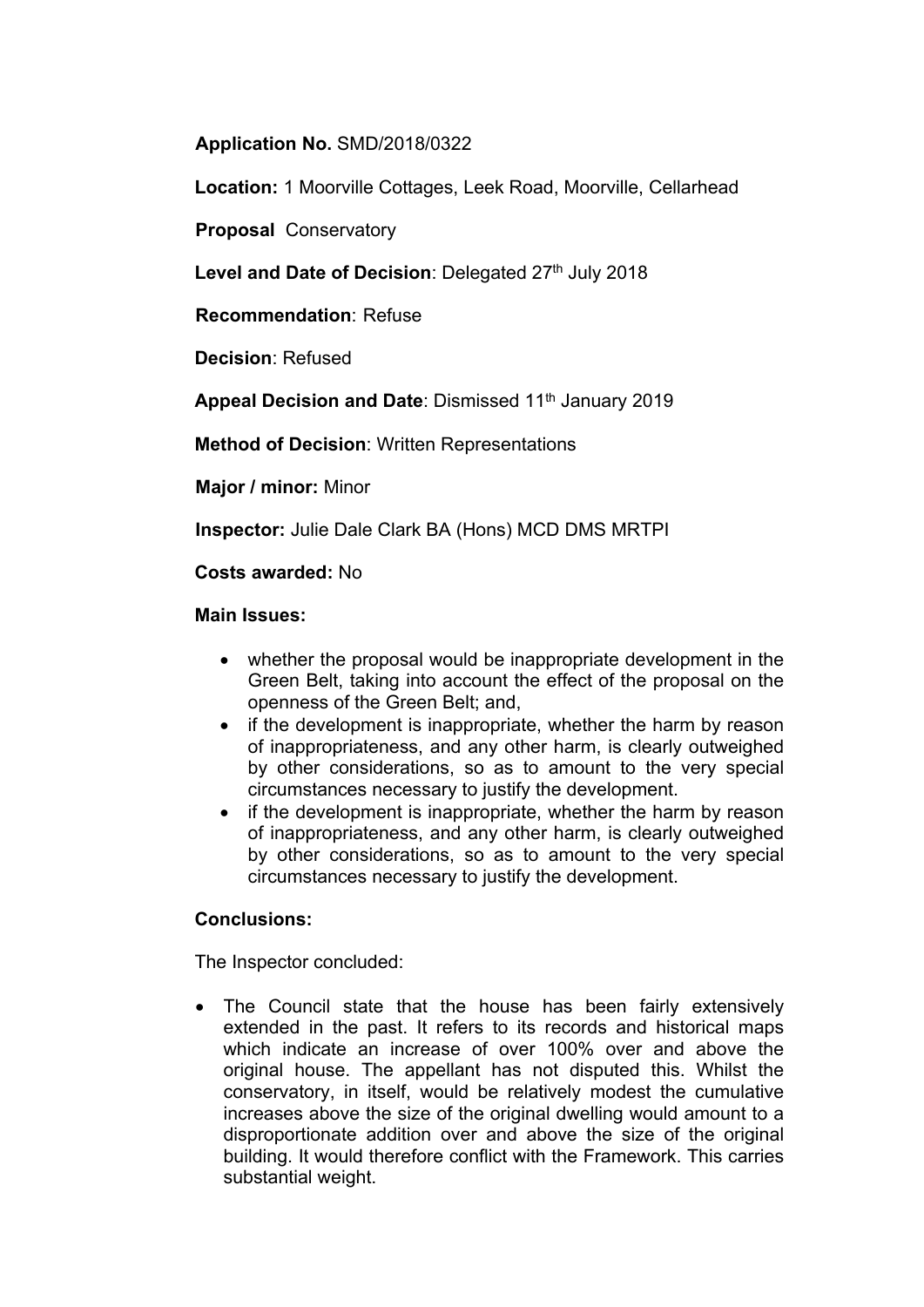**Application No.** SMD/2018/0322

**Location:** 1 Moorville Cottages, Leek Road, Moorville, Cellarhead

**Proposal** Conservatory

**Level and Date of Decision**: Delegated 27th July 2018

**Recommendation**: Refuse

**Decision**: Refused

**Appeal Decision and Date**: Dismissed 11th January 2019

**Method of Decision**: Written Representations

**Major / minor:** Minor

**Inspector:** Julie Dale Clark BA (Hons) MCD DMS MRTPI

**Costs awarded:** No

**Main Issues:**

- whether the proposal would be inappropriate development in the Green Belt, taking into account the effect of the proposal on the openness of the Green Belt; and,
- if the development is inappropriate, whether the harm by reason of inappropriateness, and any other harm, is clearly outweighed by other considerations, so as to amount to the very special circumstances necessary to justify the development.
- if the development is inappropriate, whether the harm by reason of inappropriateness, and any other harm, is clearly outweighed by other considerations, so as to amount to the very special circumstances necessary to justify the development.

**Conclusions:**

The Inspector concluded:

- The Council state that the house has been fairly extensively extended in the past. It refers to its records and historical maps which indicate an increase of over 100% over and above the original house. The appellant has not disputed this. Whilst the conservatory, in itself, would be relatively modest the cumulative increases above the size of the original dwelling would amount to a disproportionate addition over and above the size of the original building. It would therefore conflict with the Framework. This carries substantial weight.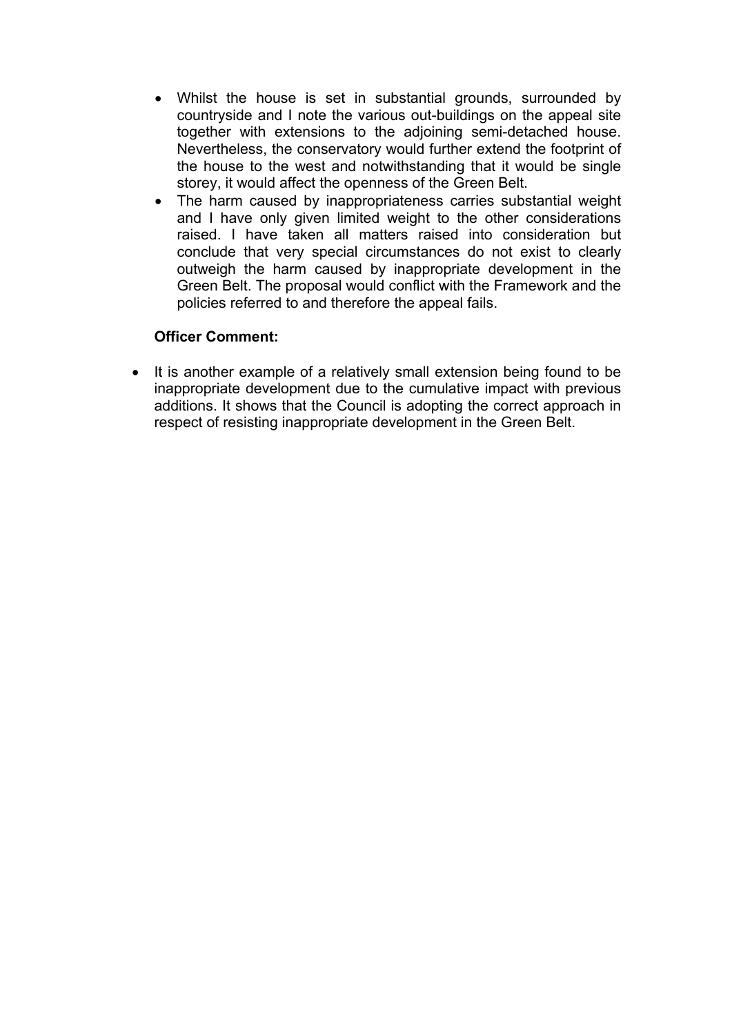- Whilst the house is set in substantial grounds, surrounded by countryside and I note the various out-buildings on the appeal site together with extensions to the adjoining semi-detached house. Nevertheless, the conservatory would further extend the footprint of the house to the west and notwithstanding that it would be single storey, it would affect the openness of the Green Belt.
- The harm caused by inappropriateness carries substantial weight and I have only given limited weight to the other considerations raised. I have taken all matters raised into consideration but conclude that very special circumstances do not exist to clearly outweigh the harm caused by inappropriate development in the Green Belt. The proposal would conflict with the Framework and the policies referred to and therefore the appeal fails.

**Officer Comment:**

- It is another example of a relatively small extension being found to be inappropriate development due to the cumulative impact with previous additions. It shows that the Council is adopting the correct approach in respect of resisting inappropriate development in the Green Belt.